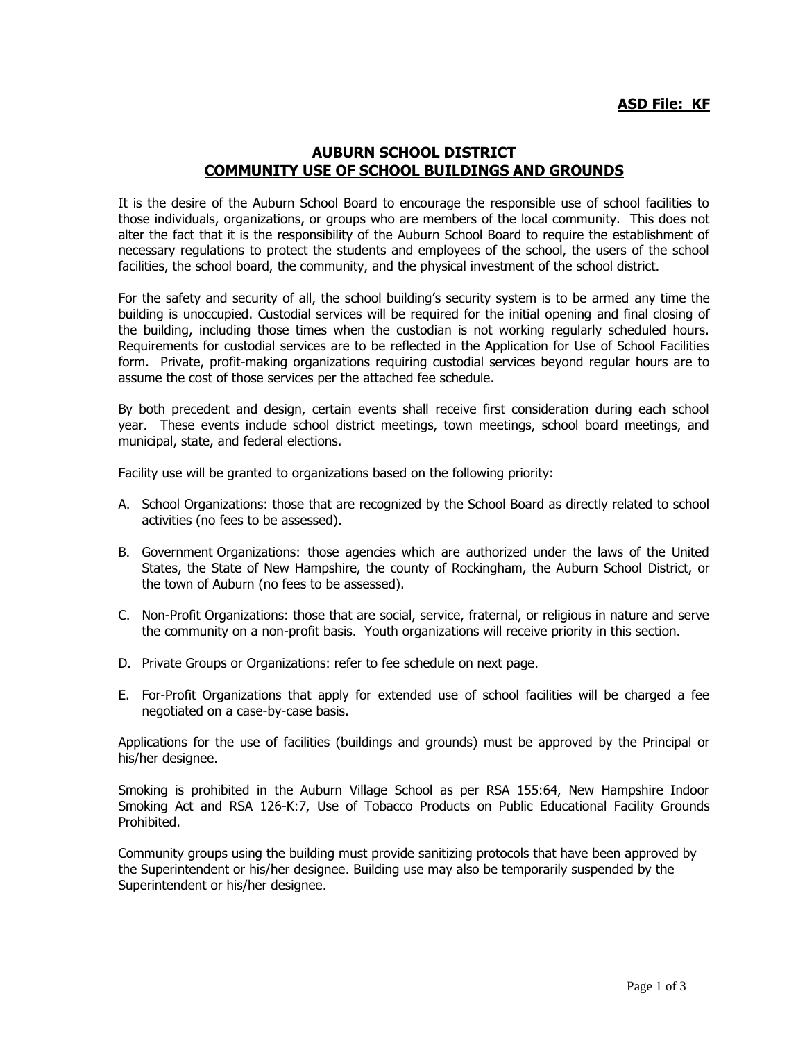**ASD File: KF**

# AUBURN SCHOOL DISTRICT
## COMMUNITY USE OF SCHOOL BUILDINGS AND GROUNDS

It is the desire of the Auburn School Board to encourage the responsible use of school facilities to those individuals, organizations, or groups who are members of the local community. This does not alter the fact that it is the responsibility of the Auburn School Board to require the establishment of necessary regulations to protect the students and employees of the school, the users of the school facilities, the school board, the community, and the physical investment of the school district.

For the safety and security of all, the school building's security system is to be armed any time the building is unoccupied. Custodial services will be required for the initial opening and final closing of the building, including those times when the custodian is not working regularly scheduled hours. Requirements for custodial services are to be reflected in the Application for Use of School Facilities form. Private, profit-making organizations requiring custodial services beyond regular hours are to assume the cost of those services per the attached fee schedule.

By both precedent and design, certain events shall receive first consideration during each school year. These events include school district meetings, town meetings, school board meetings, and municipal, state, and federal elections.

Facility use will be granted to organizations based on the following priority:

A. School Organizations: those that are recognized by the School Board as directly related to school activities (no fees to be assessed).

B. Government Organizations: those agencies which are authorized under the laws of the United States, the State of New Hampshire, the county of Rockingham, the Auburn School District, or the town of Auburn (no fees to be assessed).

C. Non-Profit Organizations: those that are social, service, fraternal, or religious in nature and serve the community on a non-profit basis. Youth organizations will receive priority in this section.

D. Private Groups or Organizations: refer to fee schedule on next page.

E. For-Profit Organizations that apply for extended use of school facilities will be charged a fee negotiated on a case-by-case basis.

Applications for the use of facilities (buildings and grounds) must be approved by the Principal or his/her designee.

Smoking is prohibited in the Auburn Village School as per RSA 155:64, New Hampshire Indoor Smoking Act and RSA 126-K:7, Use of Tobacco Products on Public Educational Facility Grounds Prohibited.

Community groups using the building must provide sanitizing protocols that have been approved by the Superintendent or his/her designee. Building use may also be temporarily suspended by the Superintendent or his/her designee.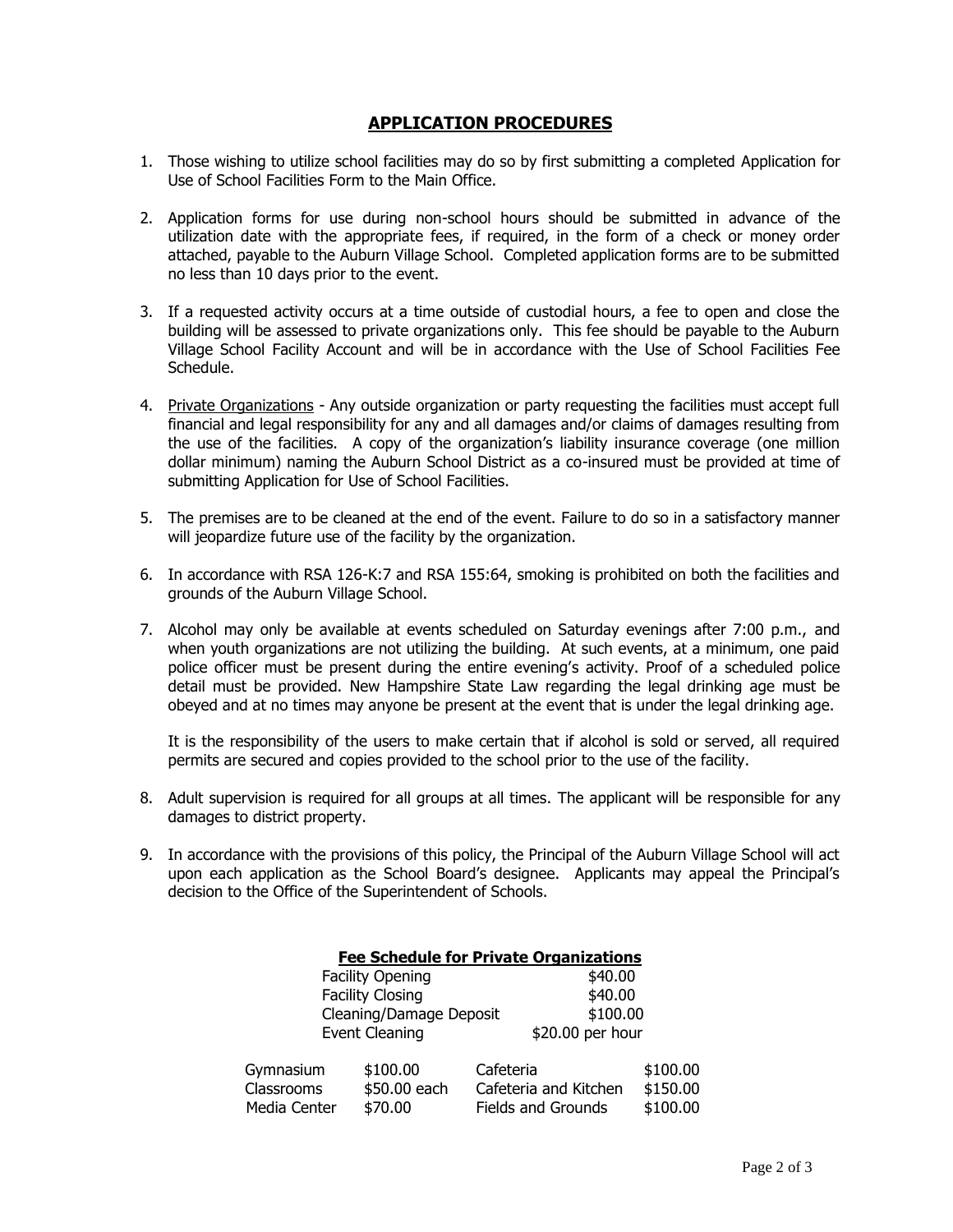## APPLICATION PROCEDURES

1. Those wishing to utilize school facilities may do so by first submitting a completed Application for Use of School Facilities Form to the Main Office.

2. Application forms for use during non-school hours should be submitted in advance of the utilization date with the appropriate fees, if required, in the form of a check or money order attached, payable to the Auburn Village School. Completed application forms are to be submitted no less than 10 days prior to the event.

3. If a requested activity occurs at a time outside of custodial hours, a fee to open and close the building will be assessed to private organizations only. This fee should be payable to the Auburn Village School Facility Account and will be in accordance with the Use of School Facilities Fee Schedule.

4. Private Organizations - Any outside organization or party requesting the facilities must accept full financial and legal responsibility for any and all damages and/or claims of damages resulting from the use of the facilities. A copy of the organization's liability insurance coverage (one million dollar minimum) naming the Auburn School District as a co-insured must be provided at time of submitting Application for Use of School Facilities.

5. The premises are to be cleaned at the end of the event. Failure to do so in a satisfactory manner will jeopardize future use of the facility by the organization.

6. In accordance with RSA 126-K:7 and RSA 155:64, smoking is prohibited on both the facilities and grounds of the Auburn Village School.

7. Alcohol may only be available at events scheduled on Saturday evenings after 7:00 p.m., and when youth organizations are not utilizing the building. At such events, at a minimum, one paid police officer must be present during the entire evening's activity. Proof of a scheduled police detail must be provided. New Hampshire State Law regarding the legal drinking age must be obeyed and at no times may anyone be present at the event that is under the legal drinking age.

   It is the responsibility of the users to make certain that if alcohol is sold or served, all required permits are secured and copies provided to the school prior to the use of the facility.

8. Adult supervision is required for all groups at all times. The applicant will be responsible for any damages to district property.

9. In accordance with the provisions of this policy, the Principal of the Auburn Village School will act upon each application as the School Board's designee. Applicants may appeal the Principal's decision to the Office of the Superintendent of Schools.

**Fee Schedule for Private Organizations**

| Item | Fee |
|---|---|
| Facility Opening | $40.00 |
| Facility Closing | $40.00 |
| Cleaning/Damage Deposit | $100.00 |
| Event Cleaning | $20.00 per hour |

| Facility | Fee | Facility | Fee |
|---|---|---|---|
| Gymnasium | $100.00 | Cafeteria | $100.00 |
| Classrooms | $50.00 each | Cafeteria and Kitchen | $150.00 |
| Media Center | $70.00 | Fields and Grounds | $100.00 |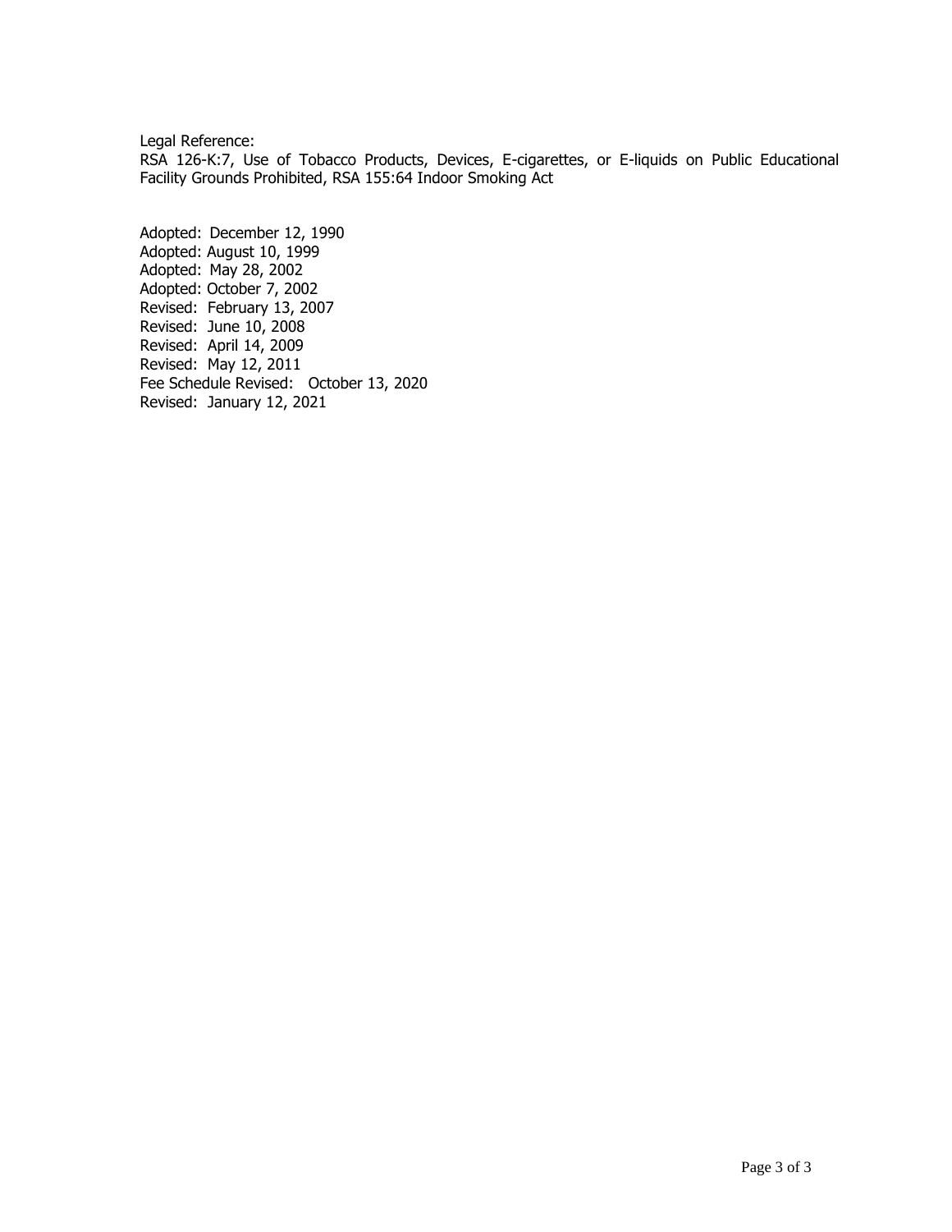Legal Reference:
RSA 126-K:7, Use of Tobacco Products, Devices, E-cigarettes, or E-liquids on Public Educational Facility Grounds Prohibited, RSA 155:64 Indoor Smoking Act

Adopted: December 12, 1990
Adopted: August 10, 1999
Adopted: May 28, 2002
Adopted: October 7, 2002
Revised: February 13, 2007
Revised: June 10, 2008
Revised: April 14, 2009
Revised: May 12, 2011
Fee Schedule Revised: October 13, 2020
Revised: January 12, 2021